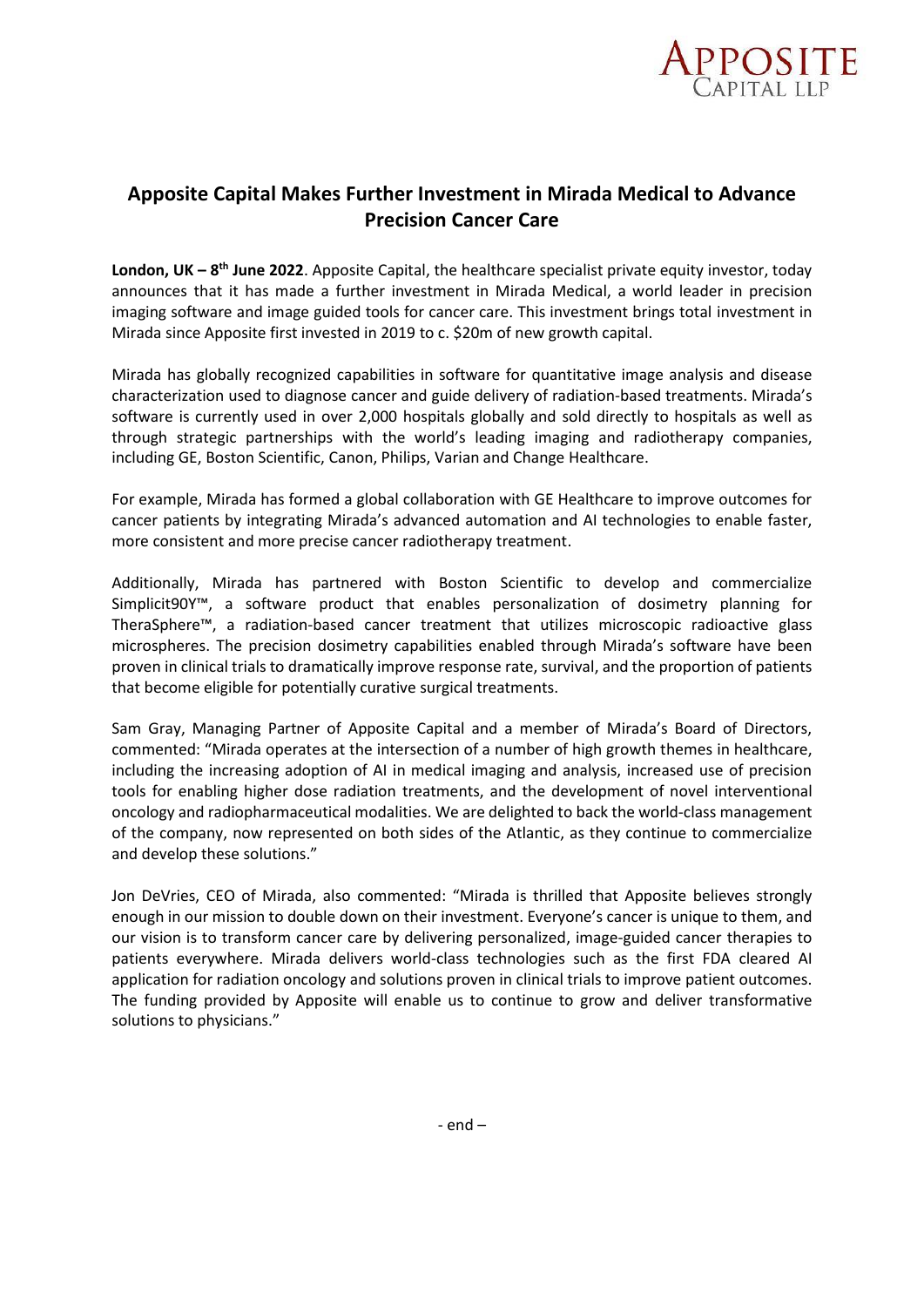# Apposite Capital Makes Further Investment in Mirada Medical to Advance Precision Cancer Care

**London, UK – 8th June 2022**. Apposite Capital, the healthcare specialist private equity investor, today announces that it has made a further investment in Mirada Medical, a world leader in precision imaging software and image guided tools for cancer care. This investment brings total investment in Mirada since Apposite first invested in 2019 to c. $20m of new growth capital.

Mirada has globally recognized capabilities in software for quantitative image analysis and disease characterization used to diagnose cancer and guide delivery of radiation-based treatments. Mirada's software is currently used in over 2,000 hospitals globally and sold directly to hospitals as well as through strategic partnerships with the world's leading imaging and radiotherapy companies, including GE, Boston Scientific, Canon, Philips, Varian and Change Healthcare.

For example, Mirada has formed a global collaboration with GE Healthcare to improve outcomes for cancer patients by integrating Mirada's advanced automation and AI technologies to enable faster, more consistent and more precise cancer radiotherapy treatment.

Additionally, Mirada has partnered with Boston Scientific to develop and commercialize Simplicit90Y™, a software product that enables personalization of dosimetry planning for TheraSphere™, a radiation-based cancer treatment that utilizes microscopic radioactive glass microspheres. The precision dosimetry capabilities enabled through Mirada's software have been proven in clinical trials to dramatically improve response rate, survival, and the proportion of patients that become eligible for potentially curative surgical treatments.

Sam Gray, Managing Partner of Apposite Capital and a member of Mirada's Board of Directors, commented: "Mirada operates at the intersection of a number of high growth themes in healthcare, including the increasing adoption of AI in medical imaging and analysis, increased use of precision tools for enabling higher dose radiation treatments, and the development of novel interventional oncology and radiopharmaceutical modalities. We are delighted to back the world-class management of the company, now represented on both sides of the Atlantic, as they continue to commercialize and develop these solutions."

Jon DeVries, CEO of Mirada, also commented: "Mirada is thrilled that Apposite believes strongly enough in our mission to double down on their investment. Everyone's cancer is unique to them, and our vision is to transform cancer care by delivering personalized, image-guided cancer therapies to patients everywhere. Mirada delivers world-class technologies such as the first FDA cleared AI application for radiation oncology and solutions proven in clinical trials to improve patient outcomes. The funding provided by Apposite will enable us to continue to grow and deliver transformative solutions to physicians."

- end –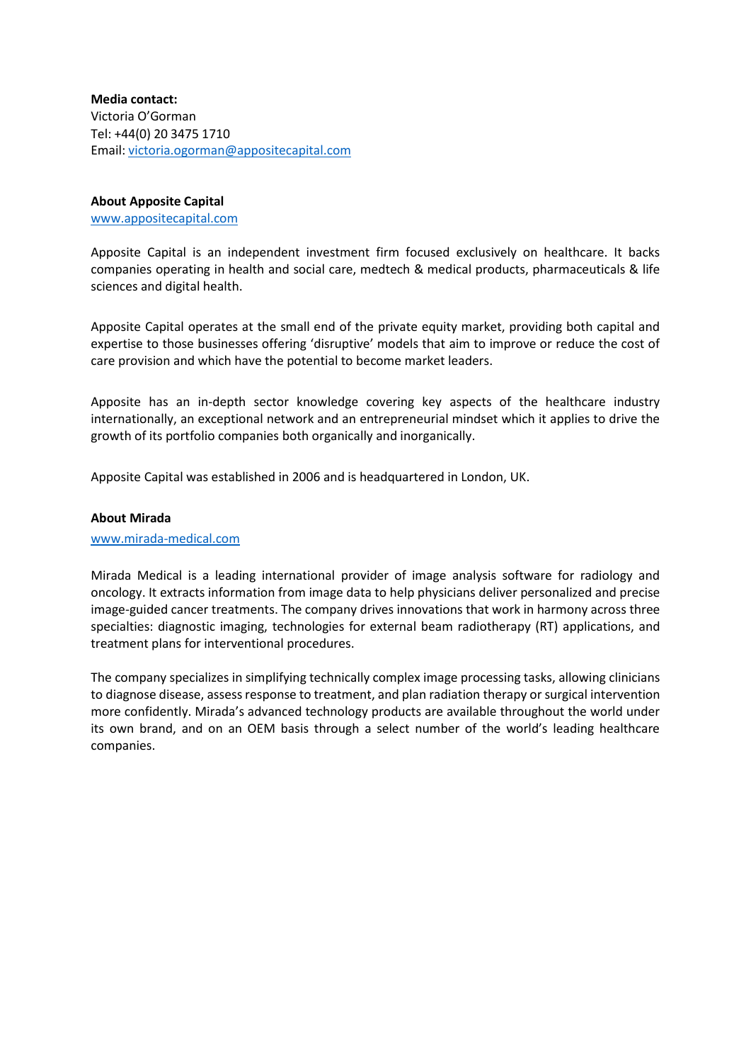**Media contact:**
Victoria O'Gorman
Tel: +44(0) 20 3475 1710
Email: victoria.ogorman@appositecapital.com

**About Apposite Capital**
www.appositecapital.com

Apposite Capital is an independent investment firm focused exclusively on healthcare. It backs companies operating in health and social care, medtech & medical products, pharmaceuticals & life sciences and digital health.

Apposite Capital operates at the small end of the private equity market, providing both capital and expertise to those businesses offering 'disruptive' models that aim to improve or reduce the cost of care provision and which have the potential to become market leaders.

Apposite has an in-depth sector knowledge covering key aspects of the healthcare industry internationally, an exceptional network and an entrepreneurial mindset which it applies to drive the growth of its portfolio companies both organically and inorganically.

Apposite Capital was established in 2006 and is headquartered in London, UK.

**About Mirada**
www.mirada-medical.com

Mirada Medical is a leading international provider of image analysis software for radiology and oncology. It extracts information from image data to help physicians deliver personalized and precise image-guided cancer treatments. The company drives innovations that work in harmony across three specialties: diagnostic imaging, technologies for external beam radiotherapy (RT) applications, and treatment plans for interventional procedures.

The company specializes in simplifying technically complex image processing tasks, allowing clinicians to diagnose disease, assess response to treatment, and plan radiation therapy or surgical intervention more confidently. Mirada's advanced technology products are available throughout the world under its own brand, and on an OEM basis through a select number of the world's leading healthcare companies.